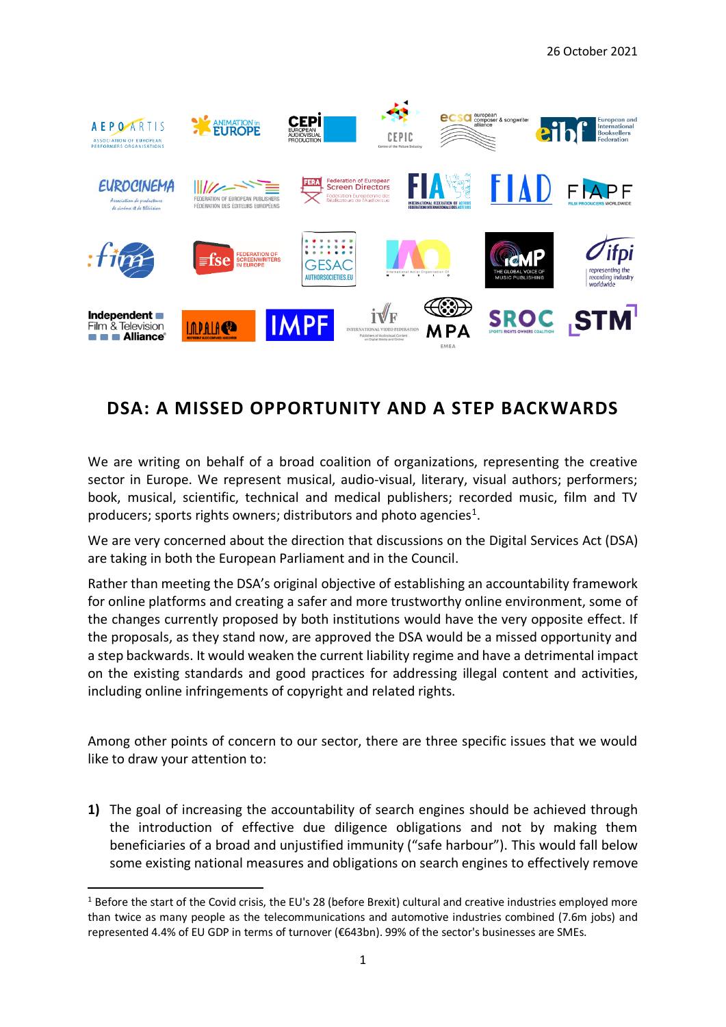26 October 2021

# DSA: A MISSED OPPORTUNITY AND A STEP BACKWARDS

We are writing on behalf of a broad coalition of organizations, representing the creative sector in Europe. We represent musical, audio-visual, literary, visual authors; performers; book, musical, scientific, technical and medical publishers; recorded music, film and TV producers; sports rights owners; distributors and photo agencies[1].

We are very concerned about the direction that discussions on the Digital Services Act (DSA) are taking in both the European Parliament and in the Council.

Rather than meeting the DSA's original objective of establishing an accountability framework for online platforms and creating a safer and more trustworthy online environment, some of the changes currently proposed by both institutions would have the very opposite effect. If the proposals, as they stand now, are approved the DSA would be a missed opportunity and a step backwards. It would weaken the current liability regime and have a detrimental impact on the existing standards and good practices for addressing illegal content and activities, including online infringements of copyright and related rights.

Among other points of concern to our sector, there are three specific issues that we would like to draw your attention to:

**1)** The goal of increasing the accountability of search engines should be achieved through the introduction of effective due diligence obligations and not by making them beneficiaries of a broad and unjustified immunity ("safe harbour"). This would fall below some existing national measures and obligations on search engines to effectively remove

[1] Before the start of the Covid crisis, the EU's 28 (before Brexit) cultural and creative industries employed more than twice as many people as the telecommunications and automotive industries combined (7.6m jobs) and represented 4.4% of EU GDP in terms of turnover (€643bn). 99% of the sector's businesses are SMEs.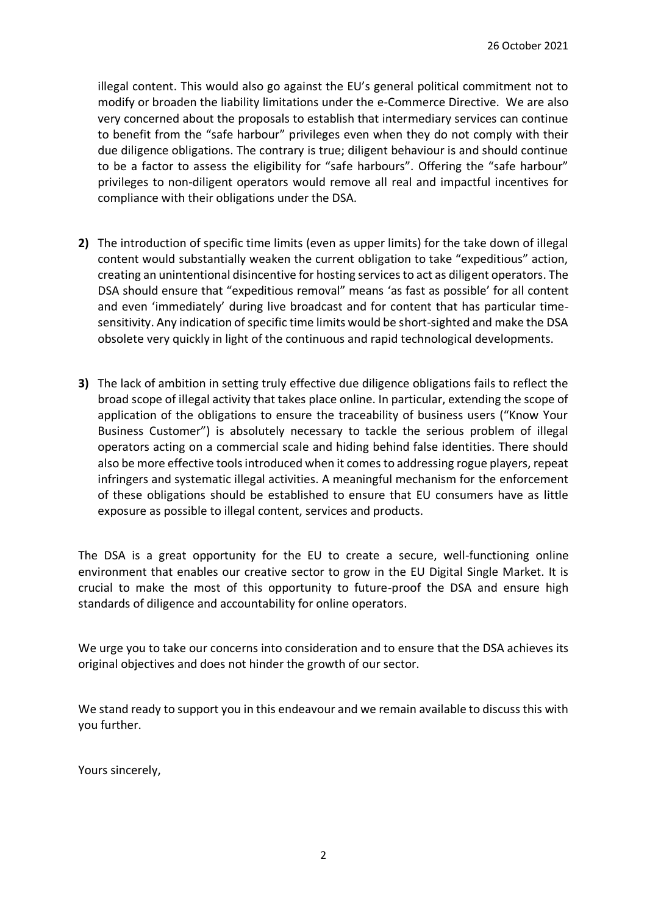illegal content. This would also go against the EU's general political commitment not to modify or broaden the liability limitations under the e-Commerce Directive. We are also very concerned about the proposals to establish that intermediary services can continue to benefit from the "safe harbour" privileges even when they do not comply with their due diligence obligations. The contrary is true; diligent behaviour is and should continue to be a factor to assess the eligibility for "safe harbours". Offering the "safe harbour" privileges to non-diligent operators would remove all real and impactful incentives for compliance with their obligations under the DSA.

**2)** The introduction of specific time limits (even as upper limits) for the take down of illegal content would substantially weaken the current obligation to take "expeditious" action, creating an unintentional disincentive for hosting services to act as diligent operators. The DSA should ensure that "expeditious removal" means 'as fast as possible' for all content and even 'immediately' during live broadcast and for content that has particular time-sensitivity. Any indication of specific time limits would be short-sighted and make the DSA obsolete very quickly in light of the continuous and rapid technological developments.

**3)** The lack of ambition in setting truly effective due diligence obligations fails to reflect the broad scope of illegal activity that takes place online. In particular, extending the scope of application of the obligations to ensure the traceability of business users ("Know Your Business Customer") is absolutely necessary to tackle the serious problem of illegal operators acting on a commercial scale and hiding behind false identities. There should also be more effective tools introduced when it comes to addressing rogue players, repeat infringers and systematic illegal activities. A meaningful mechanism for the enforcement of these obligations should be established to ensure that EU consumers have as little exposure as possible to illegal content, services and products.

The DSA is a great opportunity for the EU to create a secure, well-functioning online environment that enables our creative sector to grow in the EU Digital Single Market. It is crucial to make the most of this opportunity to future-proof the DSA and ensure high standards of diligence and accountability for online operators.

We urge you to take our concerns into consideration and to ensure that the DSA achieves its original objectives and does not hinder the growth of our sector.

We stand ready to support you in this endeavour and we remain available to discuss this with you further.

Yours sincerely,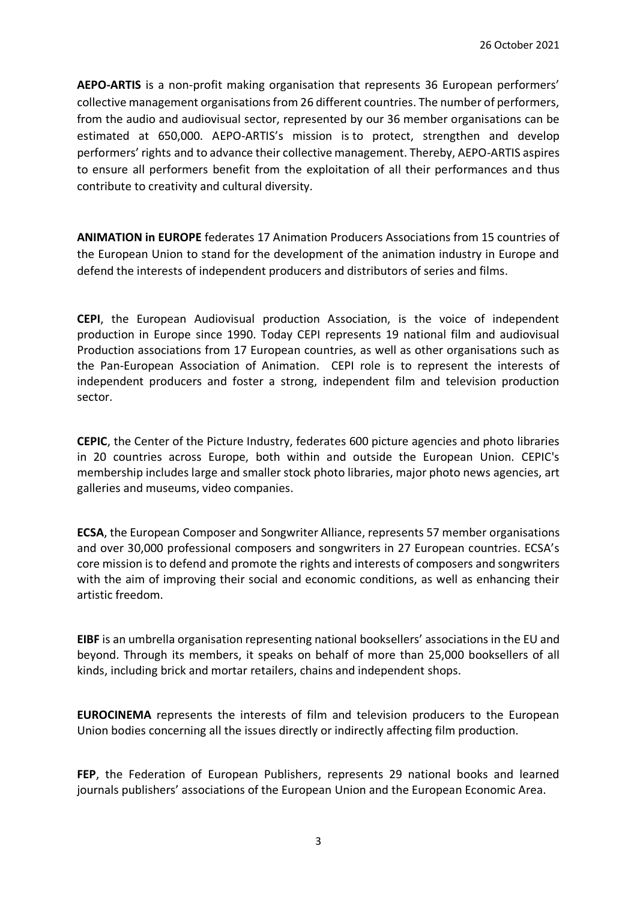26 October 2021

**AEPO-ARTIS** is a non-profit making organisation that represents 36 European performers' collective management organisations from 26 different countries. The number of performers, from the audio and audiovisual sector, represented by our 36 member organisations can be estimated at 650,000. AEPO-ARTIS's mission is to protect, strengthen and develop performers' rights and to advance their collective management. Thereby, AEPO-ARTIS aspires to ensure all performers benefit from the exploitation of all their performances and thus contribute to creativity and cultural diversity.

**ANIMATION in EUROPE** federates 17 Animation Producers Associations from 15 countries of the European Union to stand for the development of the animation industry in Europe and defend the interests of independent producers and distributors of series and films.

**CEPI**, the European Audiovisual production Association, is the voice of independent production in Europe since 1990. Today CEPI represents 19 national film and audiovisual Production associations from 17 European countries, as well as other organisations such as the Pan-European Association of Animation. CEPI role is to represent the interests of independent producers and foster a strong, independent film and television production sector.

**CEPIC**, the Center of the Picture Industry, federates 600 picture agencies and photo libraries in 20 countries across Europe, both within and outside the European Union. CEPIC's membership includes large and smaller stock photo libraries, major photo news agencies, art galleries and museums, video companies.

**ECSA**, the European Composer and Songwriter Alliance, represents 57 member organisations and over 30,000 professional composers and songwriters in 27 European countries. ECSA's core mission is to defend and promote the rights and interests of composers and songwriters with the aim of improving their social and economic conditions, as well as enhancing their artistic freedom.

**EIBF** is an umbrella organisation representing national booksellers' associations in the EU and beyond. Through its members, it speaks on behalf of more than 25,000 booksellers of all kinds, including brick and mortar retailers, chains and independent shops.

**EUROCINEMA** represents the interests of film and television producers to the European Union bodies concerning all the issues directly or indirectly affecting film production.

**FEP**, the Federation of European Publishers, represents 29 national books and learned journals publishers' associations of the European Union and the European Economic Area.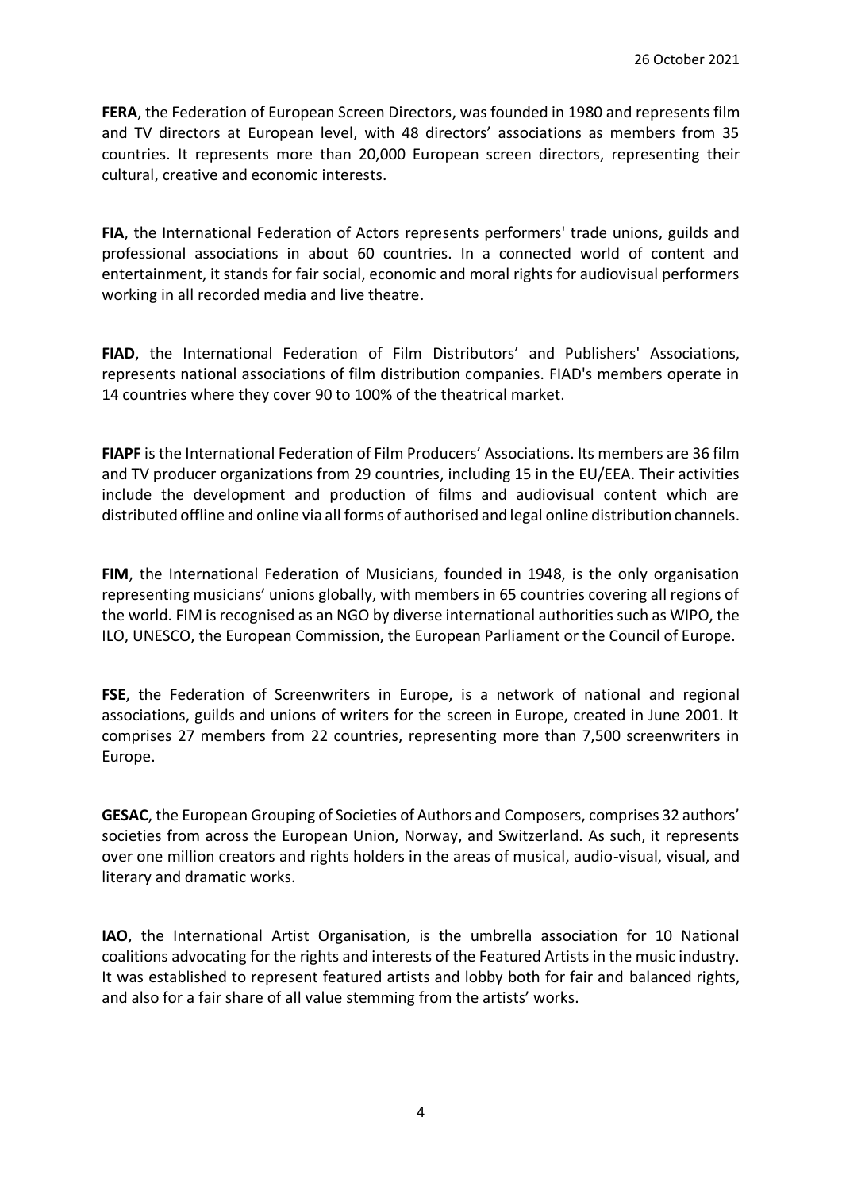26 October 2021

**FERA**, the Federation of European Screen Directors, was founded in 1980 and represents film and TV directors at European level, with 48 directors' associations as members from 35 countries. It represents more than 20,000 European screen directors, representing their cultural, creative and economic interests.

**FIA**, the International Federation of Actors represents performers' trade unions, guilds and professional associations in about 60 countries. In a connected world of content and entertainment, it stands for fair social, economic and moral rights for audiovisual performers working in all recorded media and live theatre.

**FIAD**, the International Federation of Film Distributors' and Publishers' Associations, represents national associations of film distribution companies. FIAD's members operate in 14 countries where they cover 90 to 100% of the theatrical market.

**FIAPF** is the International Federation of Film Producers' Associations. Its members are 36 film and TV producer organizations from 29 countries, including 15 in the EU/EEA. Their activities include the development and production of films and audiovisual content which are distributed offline and online via all forms of authorised and legal online distribution channels.

**FIM**, the International Federation of Musicians, founded in 1948, is the only organisation representing musicians' unions globally, with members in 65 countries covering all regions of the world. FIM is recognised as an NGO by diverse international authorities such as WIPO, the ILO, UNESCO, the European Commission, the European Parliament or the Council of Europe.

**FSE**, the Federation of Screenwriters in Europe, is a network of national and regional associations, guilds and unions of writers for the screen in Europe, created in June 2001. It comprises 27 members from 22 countries, representing more than 7,500 screenwriters in Europe.

**GESAC**, the European Grouping of Societies of Authors and Composers, comprises 32 authors' societies from across the European Union, Norway, and Switzerland. As such, it represents over one million creators and rights holders in the areas of musical, audio-visual, visual, and literary and dramatic works.

**IAO**, the International Artist Organisation, is the umbrella association for 10 National coalitions advocating for the rights and interests of the Featured Artists in the music industry. It was established to represent featured artists and lobby both for fair and balanced rights, and also for a fair share of all value stemming from the artists' works.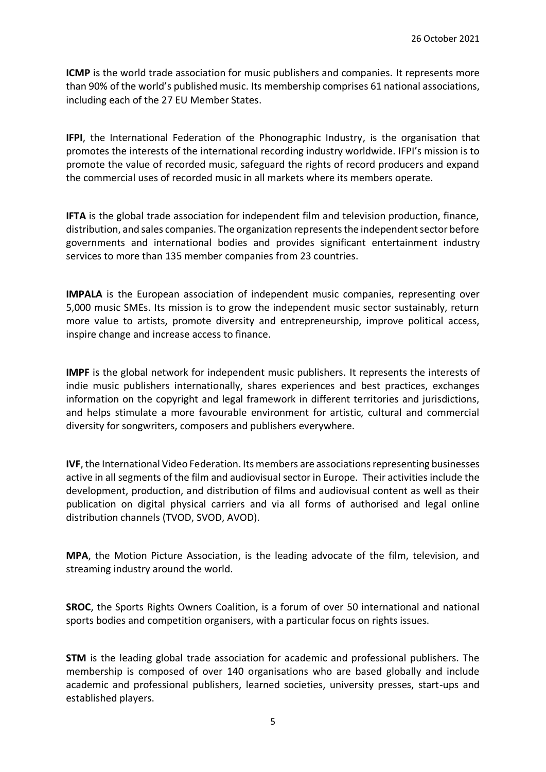26 October 2021

**ICMP** is the world trade association for music publishers and companies. It represents more than 90% of the world's published music. Its membership comprises 61 national associations, including each of the 27 EU Member States.

**IFPI**, the International Federation of the Phonographic Industry, is the organisation that promotes the interests of the international recording industry worldwide. IFPI's mission is to promote the value of recorded music, safeguard the rights of record producers and expand the commercial uses of recorded music in all markets where its members operate.

**IFTA** is the global trade association for independent film and television production, finance, distribution, and sales companies. The organization represents the independent sector before governments and international bodies and provides significant entertainment industry services to more than 135 member companies from 23 countries.

**IMPALA** is the European association of independent music companies, representing over 5,000 music SMEs. Its mission is to grow the independent music sector sustainably, return more value to artists, promote diversity and entrepreneurship, improve political access, inspire change and increase access to finance.

**IMPF** is the global network for independent music publishers. It represents the interests of indie music publishers internationally, shares experiences and best practices, exchanges information on the copyright and legal framework in different territories and jurisdictions, and helps stimulate a more favourable environment for artistic, cultural and commercial diversity for songwriters, composers and publishers everywhere.

**IVF**, the International Video Federation. Its members are associations representing businesses active in all segments of the film and audiovisual sector in Europe. Their activities include the development, production, and distribution of films and audiovisual content as well as their publication on digital physical carriers and via all forms of authorised and legal online distribution channels (TVOD, SVOD, AVOD).

**MPA**, the Motion Picture Association, is the leading advocate of the film, television, and streaming industry around the world.

**SROC**, the Sports Rights Owners Coalition, is a forum of over 50 international and national sports bodies and competition organisers, with a particular focus on rights issues.

**STM** is the leading global trade association for academic and professional publishers. The membership is composed of over 140 organisations who are based globally and include academic and professional publishers, learned societies, university presses, start-ups and established players.